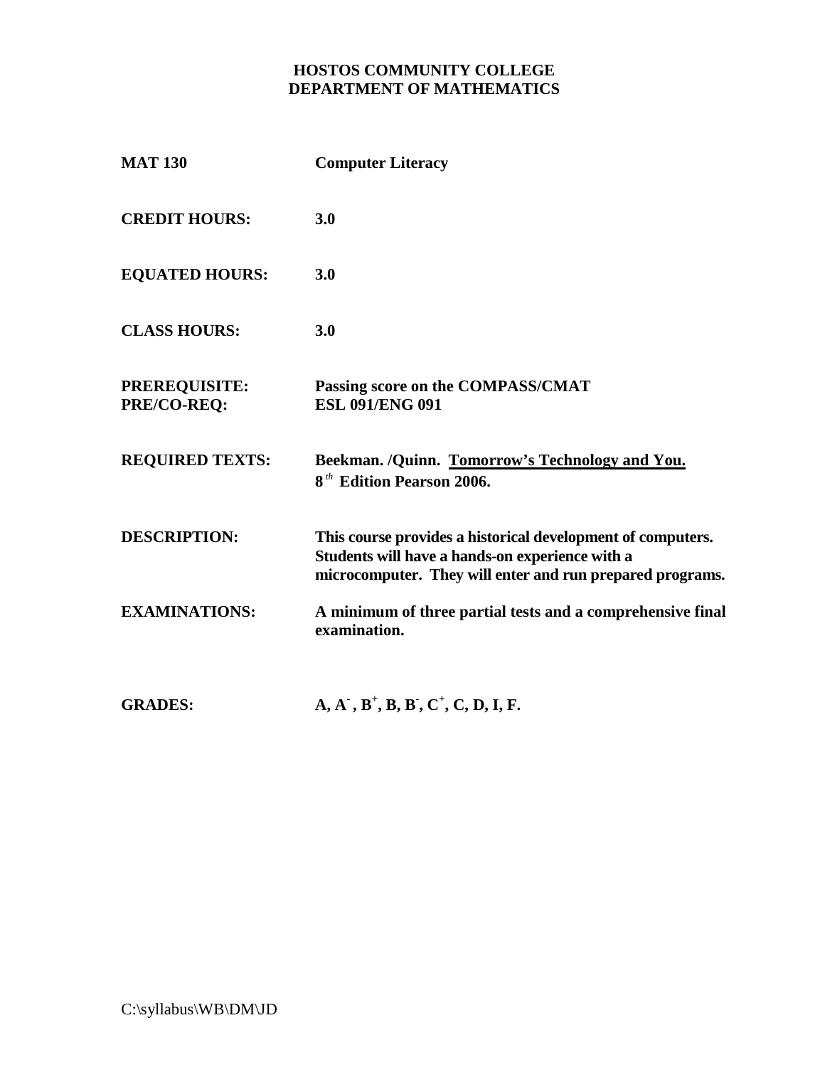# HOSTOS COMMUNITY COLLEGE
## DEPARTMENT OF MATHEMATICS

| | |
|---|---|
| **MAT 130** | **Computer Literacy** |
| **CREDIT HOURS:** | **3.0** |
| **EQUATED HOURS:** | **3.0** |
| **CLASS HOURS:** | **3.0** |
| **PREREQUISITE:**<br>**PRE/CO-REQ:** | **Passing score on the COMPASS/CMAT**<br>**ESL 091/ENG 091** |
| **REQUIRED TEXTS:** | **Beekman. /Quinn. <u>Tomorrow's Technology and You.</u>**<br>**$8^{th}$ Edition Pearson 2006.** |
| **DESCRIPTION:** | **This course provides a historical development of computers. Students will have a hands-on experience with a microcomputer. They will enter and run prepared programs.** |
| **EXAMINATIONS:** | **A minimum of three partial tests and a comprehensive final examination.** |
| **GRADES:** | **A, $A^-$, $B^+$, B, $B^-$, $C^+$, C, D, I, F.** |

C:\syllabus\WB\DM\JD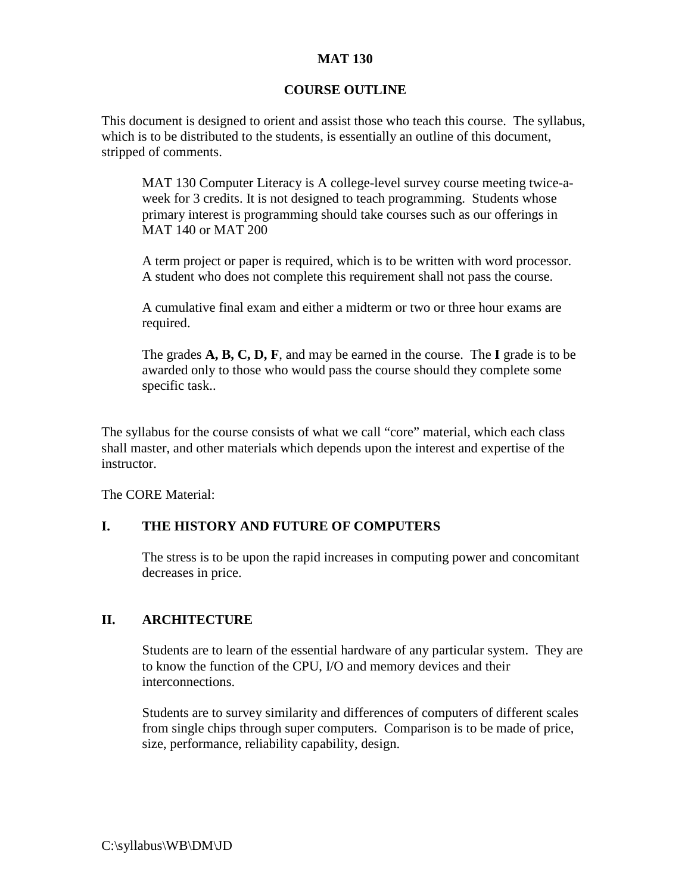**MAT 130**

**COURSE OUTLINE**

This document is designed to orient and assist those who teach this course. The syllabus, which is to be distributed to the students, is essentially an outline of this document, stripped of comments.

> MAT 130 Computer Literacy is A college-level survey course meeting twice-a-week for 3 credits. It is not designed to teach programming. Students whose primary interest is programming should take courses such as our offerings in MAT 140 or MAT 200
>
> A term project or paper is required, which is to be written with word processor. A student who does not complete this requirement shall not pass the course.
>
> A cumulative final exam and either a midterm or two or three hour exams are required.
>
> The grades **A, B, C, D, F**, and may be earned in the course. The **I** grade is to be awarded only to those who would pass the course should they complete some specific task..

The syllabus for the course consists of what we call "core" material, which each class shall master, and other materials which depends upon the interest and expertise of the instructor.

The CORE Material:

## I. THE HISTORY AND FUTURE OF COMPUTERS

The stress is to be upon the rapid increases in computing power and concomitant decreases in price.

## II. ARCHITECTURE

Students are to learn of the essential hardware of any particular system. They are to know the function of the CPU, I/O and memory devices and their interconnections.

Students are to survey similarity and differences of computers of different scales from single chips through super computers. Comparison is to be made of price, size, performance, reliability capability, design.

C:\syllabus\WB\DM\JD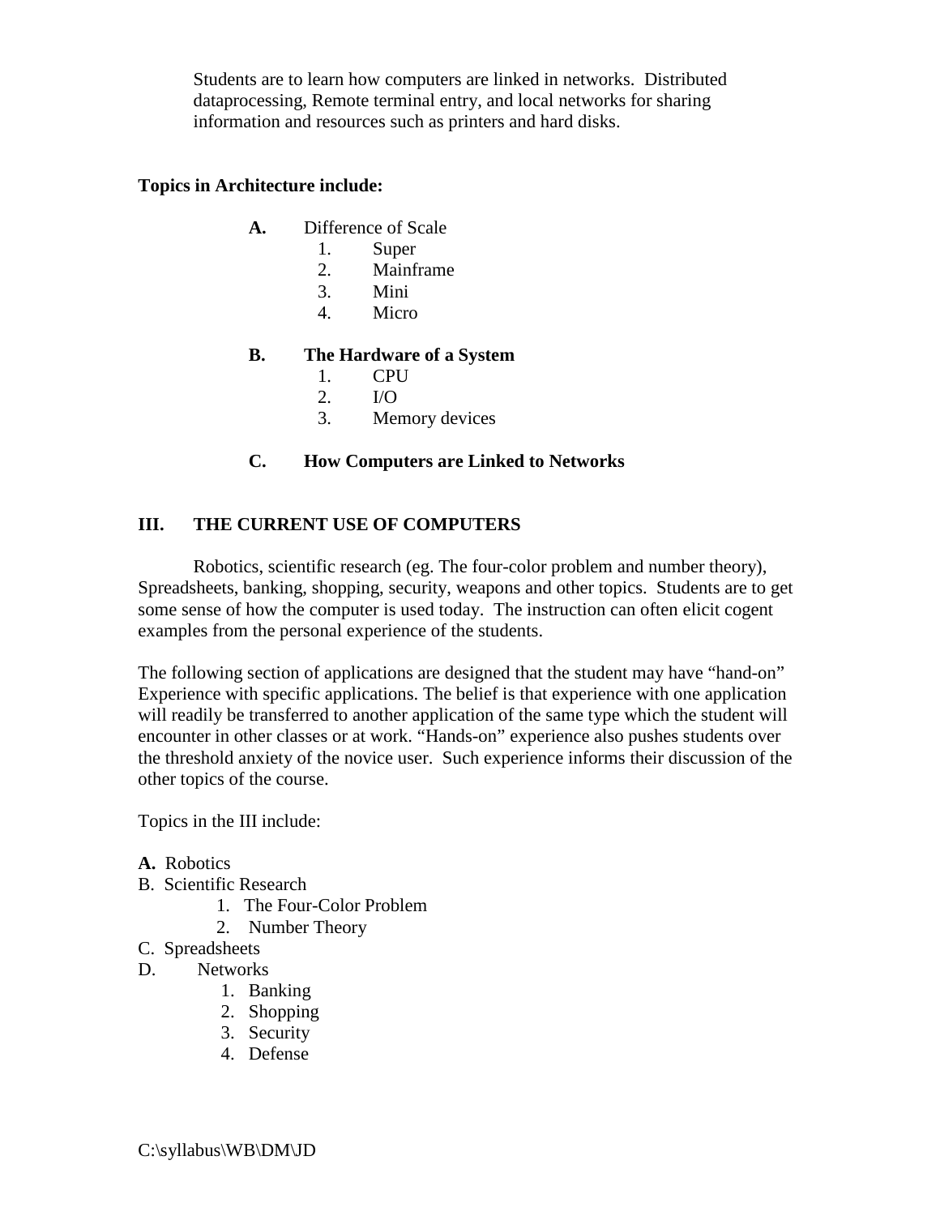Students are to learn how computers are linked in networks. Distributed dataprocessing, Remote terminal entry, and local networks for sharing information and resources such as printers and hard disks.

**Topics in Architecture include:**

**A.** Difference of Scale
1. Super
2. Mainframe
3. Mini
4. Micro

**B. The Hardware of a System**
1. CPU
2. I/O
3. Memory devices

**C. How Computers are Linked to Networks**

## III. THE CURRENT USE OF COMPUTERS

Robotics, scientific research (eg. The four-color problem and number theory), Spreadsheets, banking, shopping, security, weapons and other topics. Students are to get some sense of how the computer is used today. The instruction can often elicit cogent examples from the personal experience of the students.

The following section of applications are designed that the student may have "hand-on" Experience with specific applications. The belief is that experience with one application will readily be transferred to another application of the same type which the student will encounter in other classes or at work. "Hands-on" experience also pushes students over the threshold anxiety of the novice user. Such experience informs their discussion of the other topics of the course.

Topics in the III include:

**A.** Robotics
B. Scientific Research
1. The Four-Color Problem
2. Number Theory

C. Spreadsheets
D. Networks
1. Banking
2. Shopping
3. Security
4. Defense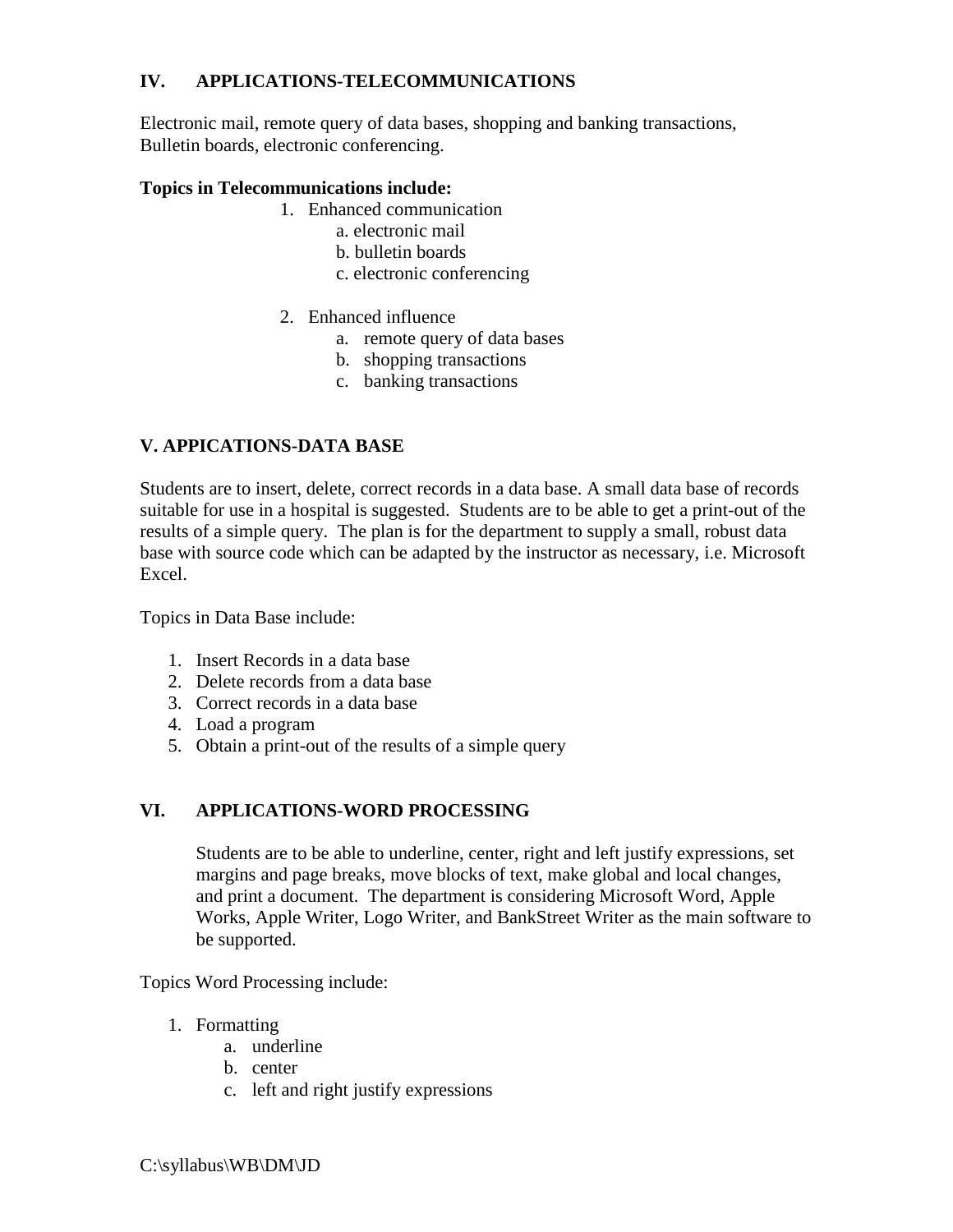## IV. APPLICATIONS-TELECOMMUNICATIONS

Electronic mail, remote query of data bases, shopping and banking transactions, Bulletin boards, electronic conferencing.

**Topics in Telecommunications include:**

1. Enhanced communication
   a. electronic mail
   b. bulletin boards
   c. electronic conferencing

2. Enhanced influence
   a. remote query of data bases
   b. shopping transactions
   c. banking transactions

## V. APPICATIONS-DATA BASE

Students are to insert, delete, correct records in a data base. A small data base of records suitable for use in a hospital is suggested. Students are to be able to get a print-out of the results of a simple query. The plan is for the department to supply a small, robust data base with source code which can be adapted by the instructor as necessary, i.e. Microsoft Excel.

Topics in Data Base include:

1. Insert Records in a data base
2. Delete records from a data base
3. Correct records in a data base
4. Load a program
5. Obtain a print-out of the results of a simple query

## VI. APPLICATIONS-WORD PROCESSING

Students are to be able to underline, center, right and left justify expressions, set margins and page breaks, move blocks of text, make global and local changes, and print a document. The department is considering Microsoft Word, Apple Works, Apple Writer, Logo Writer, and BankStreet Writer as the main software to be supported.

Topics Word Processing include:

1. Formatting
   a. underline
   b. center
   c. left and right justify expressions

C:\syllabus\WB\DM\JD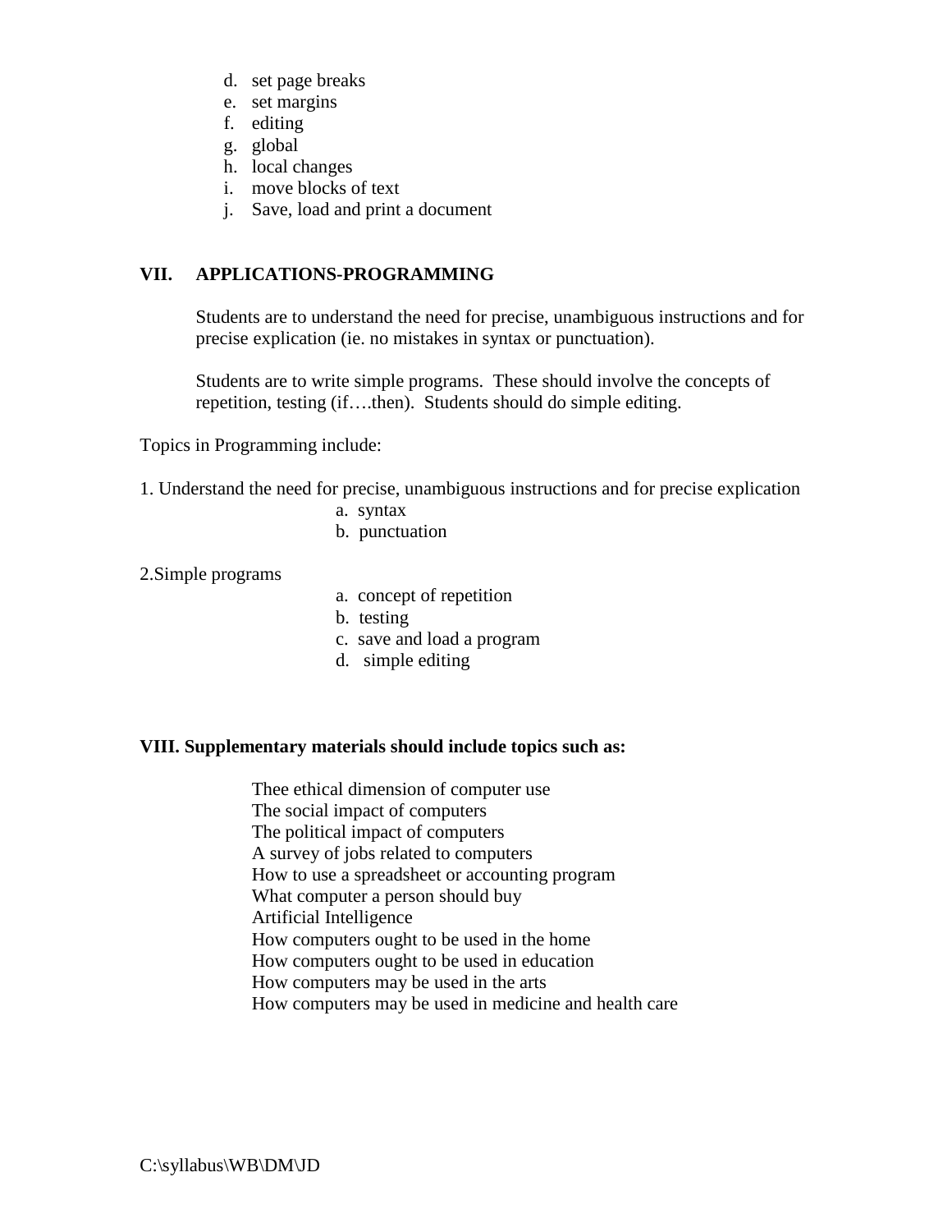d. set page breaks
e. set margins
f. editing
g. global
h. local changes
i. move blocks of text
j. Save, load and print a document

## VII. APPLICATIONS-PROGRAMMING

Students are to understand the need for precise, unambiguous instructions and for precise explication (ie. no mistakes in syntax or punctuation).

Students are to write simple programs. These should involve the concepts of repetition, testing (if….then). Students should do simple editing.

Topics in Programming include:

1. Understand the need for precise, unambiguous instructions and for precise explication
   - a. syntax
   - b. punctuation

2. Simple programs
   - a. concept of repetition
   - b. testing
   - c. save and load a program
   - d. simple editing

## VIII. Supplementary materials should include topics such as:

Thee ethical dimension of computer use
The social impact of computers
The political impact of computers
A survey of jobs related to computers
How to use a spreadsheet or accounting program
What computer a person should buy
Artificial Intelligence
How computers ought to be used in the home
How computers ought to be used in education
How computers may be used in the arts
How computers may be used in medicine and health care

C:\syllabus\WB\DM\JD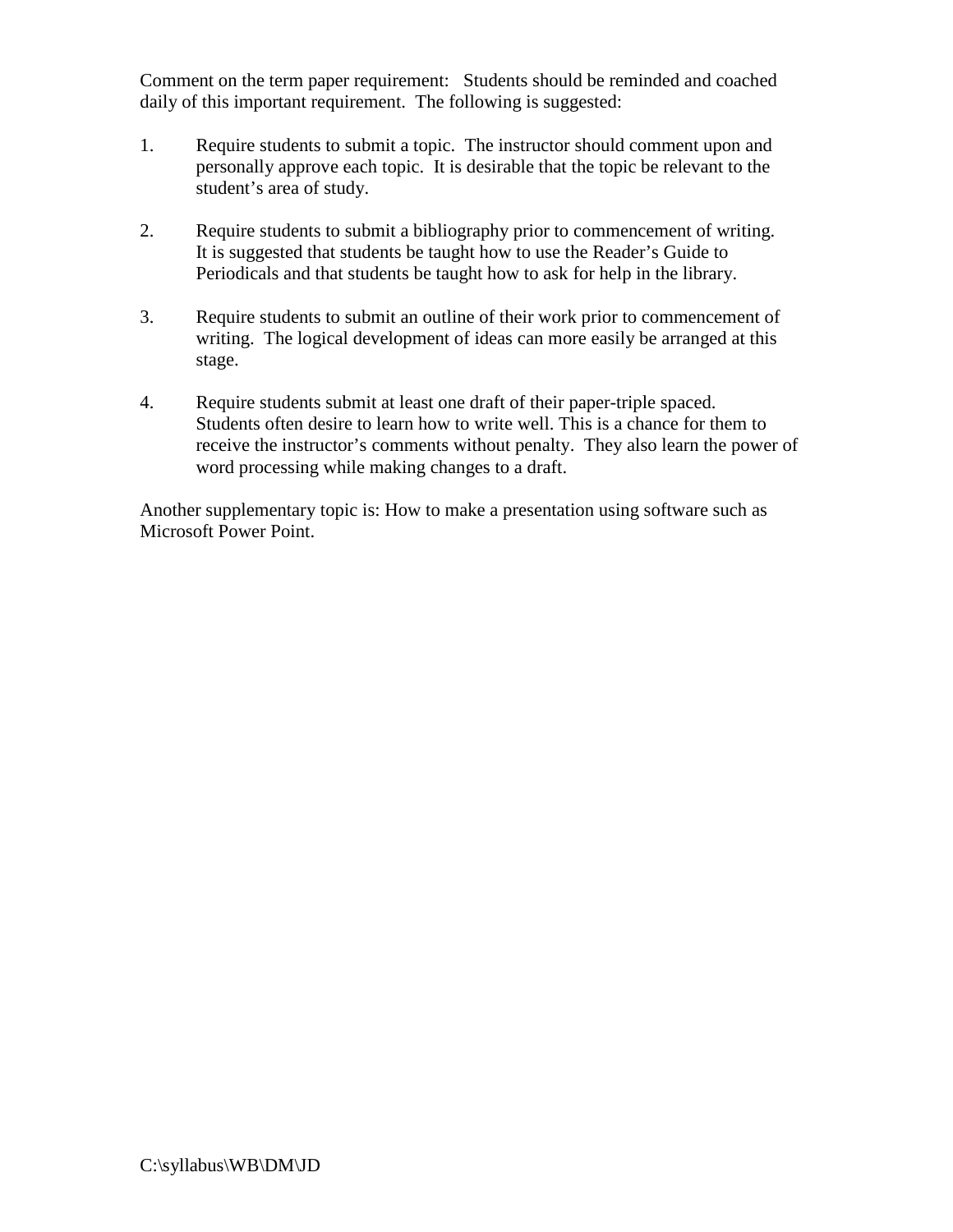Comment on the term paper requirement: Students should be reminded and coached daily of this important requirement. The following is suggested:

1. Require students to submit a topic. The instructor should comment upon and personally approve each topic. It is desirable that the topic be relevant to the student's area of study.

2. Require students to submit a bibliography prior to commencement of writing. It is suggested that students be taught how to use the Reader's Guide to Periodicals and that students be taught how to ask for help in the library.

3. Require students to submit an outline of their work prior to commencement of writing. The logical development of ideas can more easily be arranged at this stage.

4. Require students submit at least one draft of their paper-triple spaced. Students often desire to learn how to write well. This is a chance for them to receive the instructor's comments without penalty. They also learn the power of word processing while making changes to a draft.

Another supplementary topic is: How to make a presentation using software such as Microsoft Power Point.

C:\syllabus\WB\DM\JD